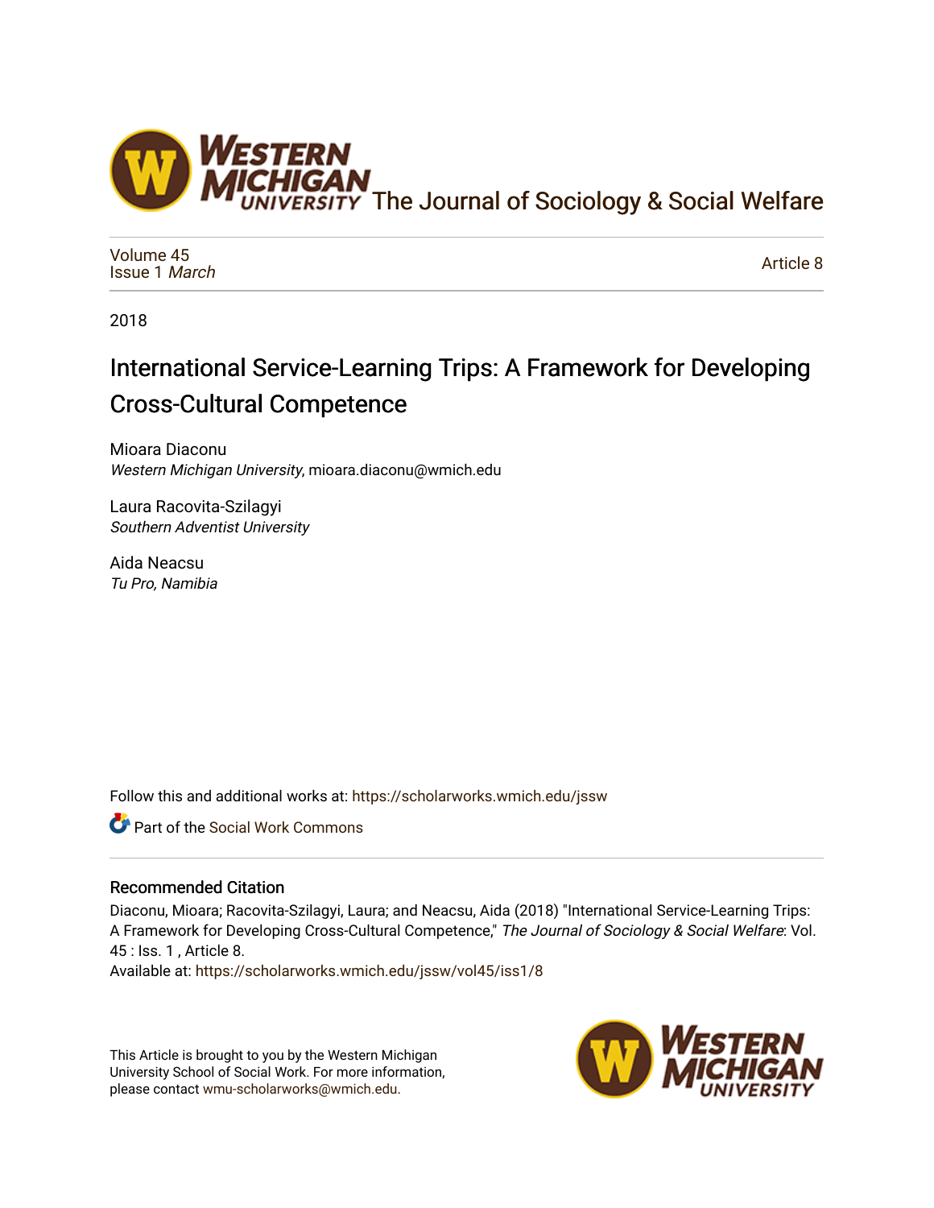The Journal of Sociology & Social Welfare

Volume 45
Issue 1 *March*

Article 8

2018

# International Service-Learning Trips: A Framework for Developing Cross-Cultural Competence

Mioara Diaconu
*Western Michigan University*, mioara.diaconu@wmich.edu

Laura Racovita-Szilagyi
*Southern Adventist University*

Aida Neacsu
*Tu Pro, Namibia*

Follow this and additional works at: https://scholarworks.wmich.edu/jssw

Part of the Social Work Commons

## Recommended Citation

Diaconu, Mioara; Racovita-Szilagyi, Laura; and Neacsu, Aida (2018) "International Service-Learning Trips: A Framework for Developing Cross-Cultural Competence," *The Journal of Sociology & Social Welfare*: Vol. 45 : Iss. 1 , Article 8.
Available at: https://scholarworks.wmich.edu/jssw/vol45/iss1/8

This Article is brought to you by the Western Michigan University School of Social Work. For more information, please contact wmu-scholarworks@wmich.edu.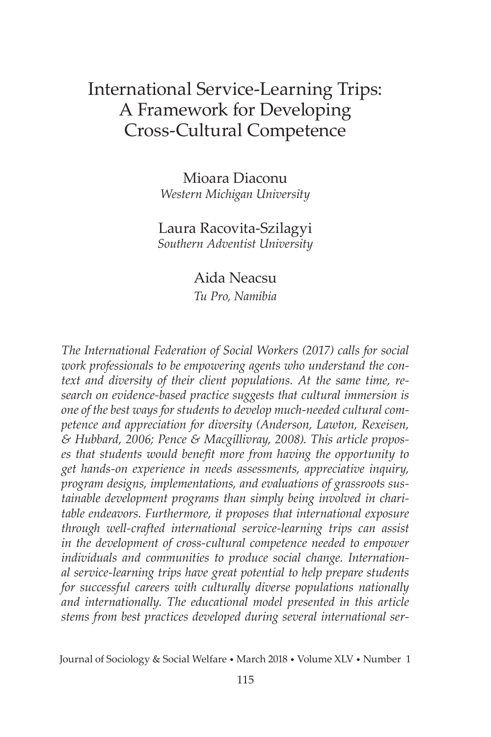# International Service-Learning Trips: A Framework for Developing Cross-Cultural Competence

Mioara Diaconu
*Western Michigan University*

Laura Racovita-Szilagyi
*Southern Adventist University*

Aida Neacsu
*Tu Pro, Namibia*

*The International Federation of Social Workers (2017) calls for social work professionals to be empowering agents who understand the context and diversity of their client populations. At the same time, research on evidence-based practice suggests that cultural immersion is one of the best ways for students to develop much-needed cultural competence and appreciation for diversity (Anderson, Lawton, Rexeisen, & Hubbard, 2006; Pence & Macgillivray, 2008). This article proposes that students would benefit more from having the opportunity to get hands-on experience in needs assessments, appreciative inquiry, program designs, implementations, and evaluations of grassroots sustainable development programs than simply being involved in charitable endeavors. Furthermore, it proposes that international exposure through well-crafted international service-learning trips can assist in the development of cross-cultural competence needed to empower individuals and communities to produce social change. International service-learning trips have great potential to help prepare students for successful careers with culturally diverse populations nationally and internationally. The educational model presented in this article stems from best practices developed during several international ser-*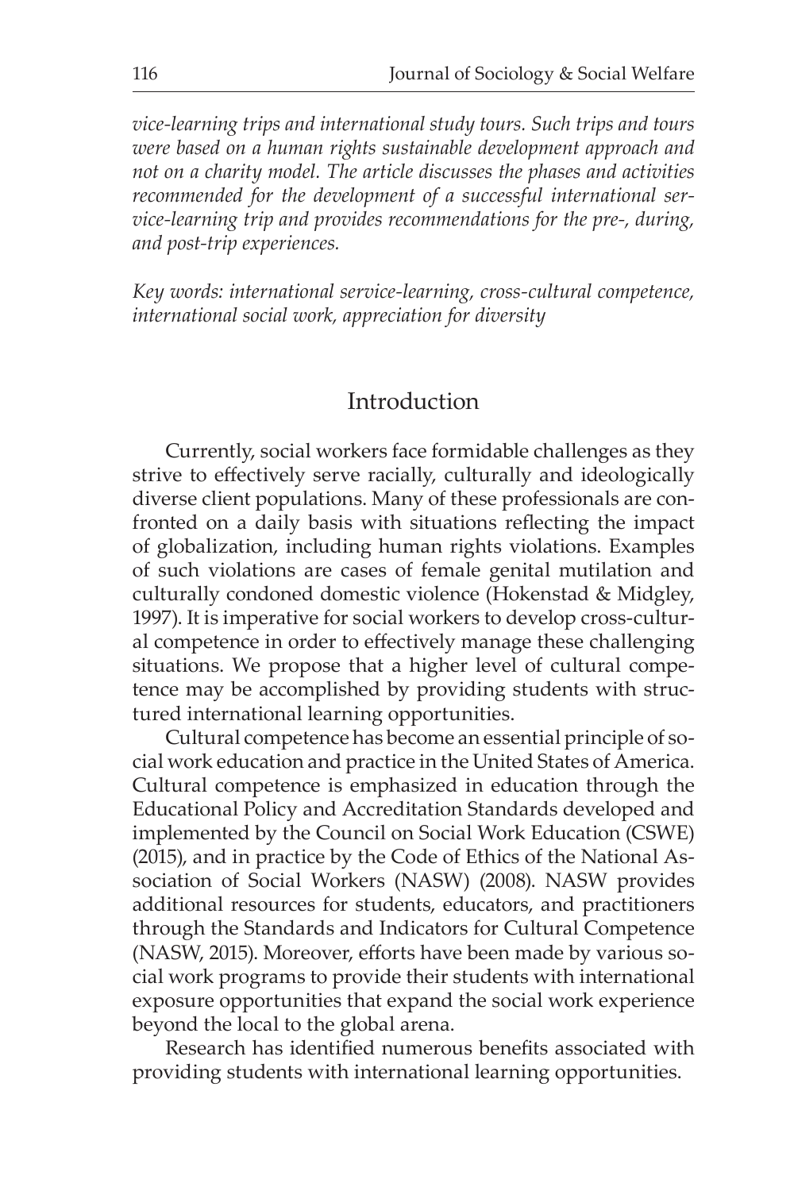*vice-learning trips and international study tours. Such trips and tours were based on a human rights sustainable development approach and not on a charity model. The article discusses the phases and activities recommended for the development of a successful international service-learning trip and provides recommendations for the pre-, during, and post-trip experiences.*

*Key words: international service-learning, cross-cultural competence, international social work, appreciation for diversity*

## Introduction

Currently, social workers face formidable challenges as they strive to effectively serve racially, culturally and ideologically diverse client populations. Many of these professionals are confronted on a daily basis with situations reflecting the impact of globalization, including human rights violations. Examples of such violations are cases of female genital mutilation and culturally condoned domestic violence (Hokenstad & Midgley, 1997). It is imperative for social workers to develop cross-cultural competence in order to effectively manage these challenging situations. We propose that a higher level of cultural competence may be accomplished by providing students with structured international learning opportunities.

Cultural competence has become an essential principle of social work education and practice in the United States of America. Cultural competence is emphasized in education through the Educational Policy and Accreditation Standards developed and implemented by the Council on Social Work Education (CSWE) (2015), and in practice by the Code of Ethics of the National Association of Social Workers (NASW) (2008). NASW provides additional resources for students, educators, and practitioners through the Standards and Indicators for Cultural Competence (NASW, 2015). Moreover, efforts have been made by various social work programs to provide their students with international exposure opportunities that expand the social work experience beyond the local to the global arena.

Research has identified numerous benefits associated with providing students with international learning opportunities.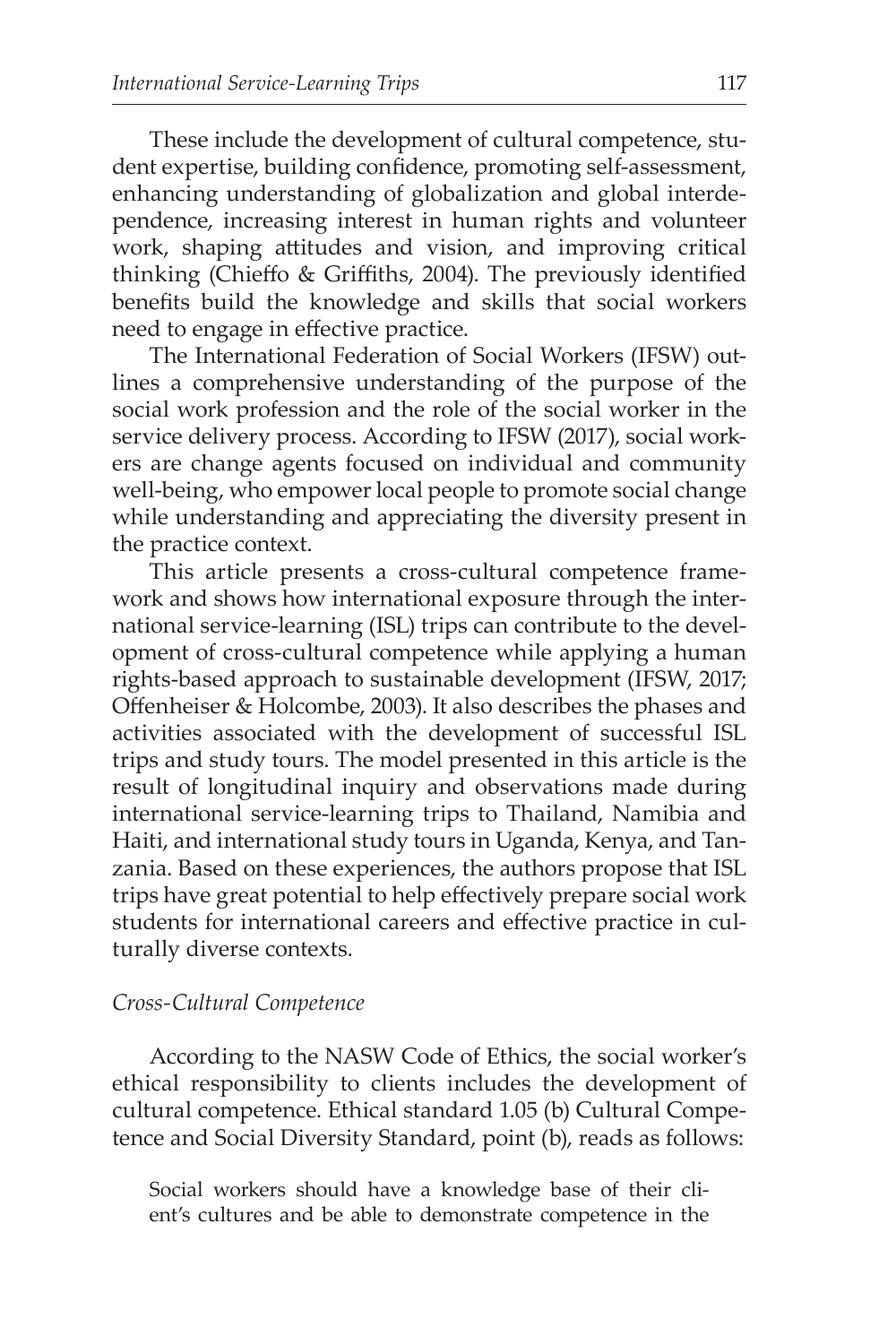These include the development of cultural competence, student expertise, building confidence, promoting self-assessment, enhancing understanding of globalization and global interdependence, increasing interest in human rights and volunteer work, shaping attitudes and vision, and improving critical thinking (Chieffo & Griffiths, 2004). The previously identified benefits build the knowledge and skills that social workers need to engage in effective practice.

The International Federation of Social Workers (IFSW) outlines a comprehensive understanding of the purpose of the social work profession and the role of the social worker in the service delivery process. According to IFSW (2017), social workers are change agents focused on individual and community well-being, who empower local people to promote social change while understanding and appreciating the diversity present in the practice context.

This article presents a cross-cultural competence framework and shows how international exposure through the international service-learning (ISL) trips can contribute to the development of cross-cultural competence while applying a human rights-based approach to sustainable development (IFSW, 2017; Offenheiser & Holcombe, 2003). It also describes the phases and activities associated with the development of successful ISL trips and study tours. The model presented in this article is the result of longitudinal inquiry and observations made during international service-learning trips to Thailand, Namibia and Haiti, and international study tours in Uganda, Kenya, and Tanzania. Based on these experiences, the authors propose that ISL trips have great potential to help effectively prepare social work students for international careers and effective practice in culturally diverse contexts.

*Cross-Cultural Competence*

According to the NASW Code of Ethics, the social worker's ethical responsibility to clients includes the development of cultural competence. Ethical standard 1.05 (b) Cultural Competence and Social Diversity Standard, point (b), reads as follows:

> Social workers should have a knowledge base of their client's cultures and be able to demonstrate competence in the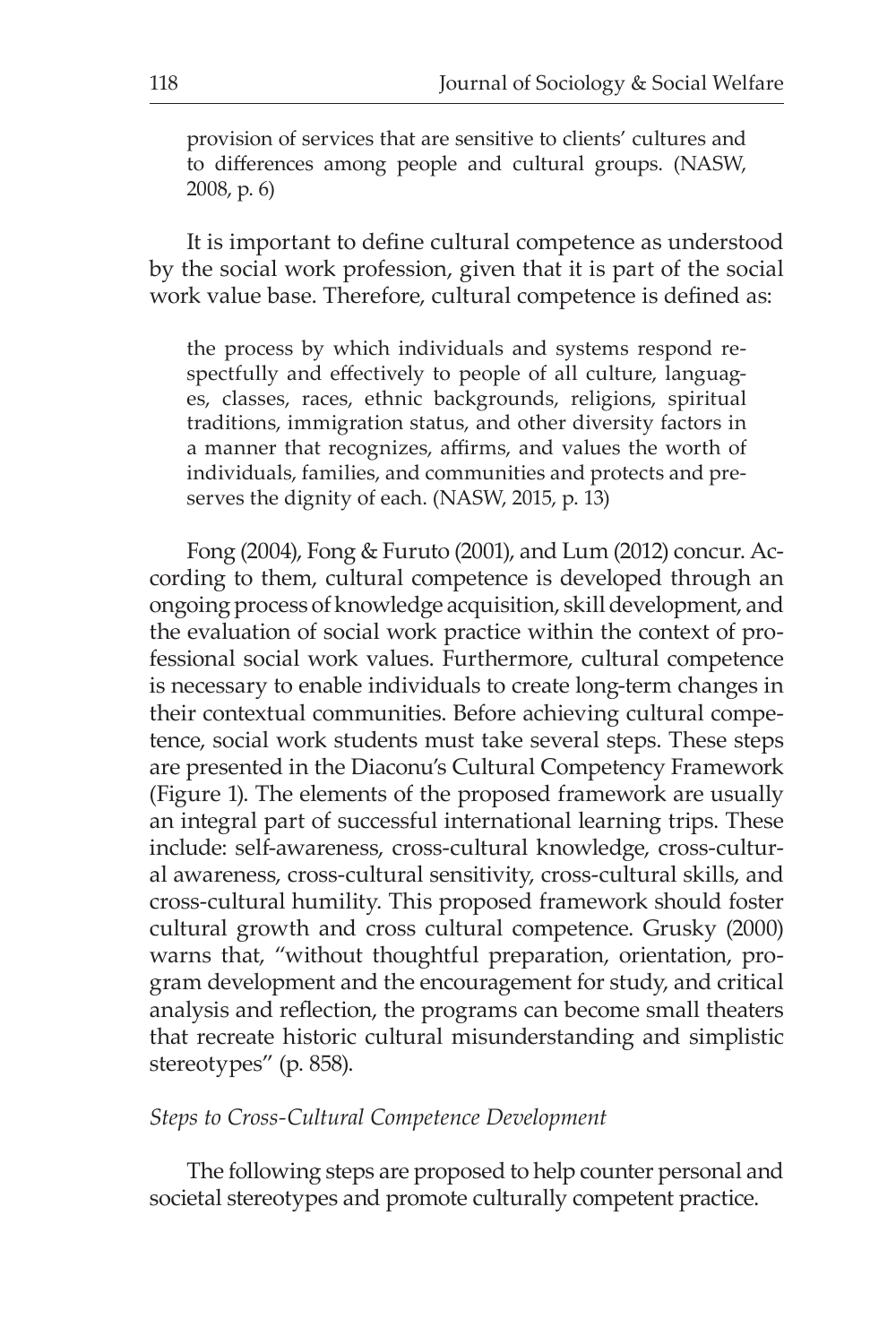> provision of services that are sensitive to clients' cultures and to differences among people and cultural groups. (NASW, 2008, p. 6)

It is important to define cultural competence as understood by the social work profession, given that it is part of the social work value base. Therefore, cultural competence is defined as:

> the process by which individuals and systems respond respectfully and effectively to people of all culture, languages, classes, races, ethnic backgrounds, religions, spiritual traditions, immigration status, and other diversity factors in a manner that recognizes, affirms, and values the worth of individuals, families, and communities and protects and preserves the dignity of each. (NASW, 2015, p. 13)

Fong (2004), Fong & Furuto (2001), and Lum (2012) concur. According to them, cultural competence is developed through an ongoing process of knowledge acquisition, skill development, and the evaluation of social work practice within the context of professional social work values. Furthermore, cultural competence is necessary to enable individuals to create long-term changes in their contextual communities. Before achieving cultural competence, social work students must take several steps. These steps are presented in the Diaconu's Cultural Competency Framework (Figure 1). The elements of the proposed framework are usually an integral part of successful international learning trips. These include: self-awareness, cross-cultural knowledge, cross-cultural awareness, cross-cultural sensitivity, cross-cultural skills, and cross-cultural humility. This proposed framework should foster cultural growth and cross cultural competence. Grusky (2000) warns that, "without thoughtful preparation, orientation, program development and the encouragement for study, and critical analysis and reflection, the programs can become small theaters that recreate historic cultural misunderstanding and simplistic stereotypes" (p. 858).

*Steps to Cross-Cultural Competence Development*

The following steps are proposed to help counter personal and societal stereotypes and promote culturally competent practice.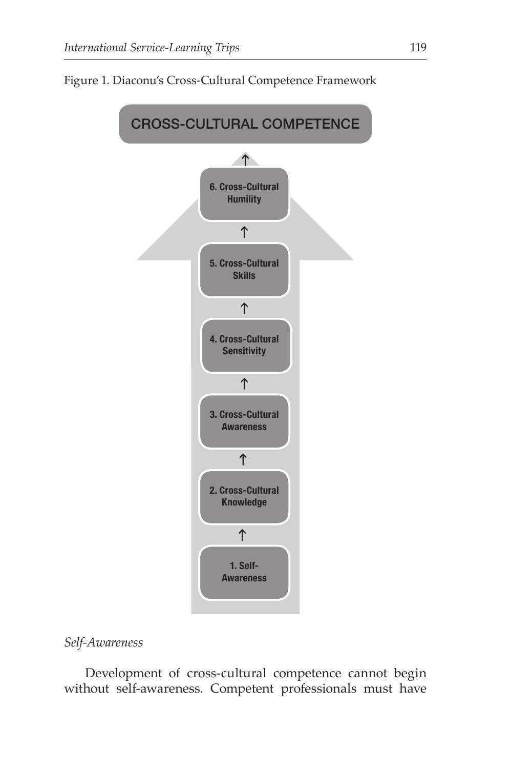Figure 1. Diaconu's Cross-Cultural Competence Framework

CROSS-CULTURAL COMPETENCE

↑

6. Cross-Cultural Humility

↑

5. Cross-Cultural Skills

↑

4. Cross-Cultural Sensitivity

↑

3. Cross-Cultural Awareness

↑

2. Cross-Cultural Knowledge

↑

1. Self-Awareness

*Self-Awareness*

Development of cross-cultural competence cannot begin without self-awareness. Competent professionals must have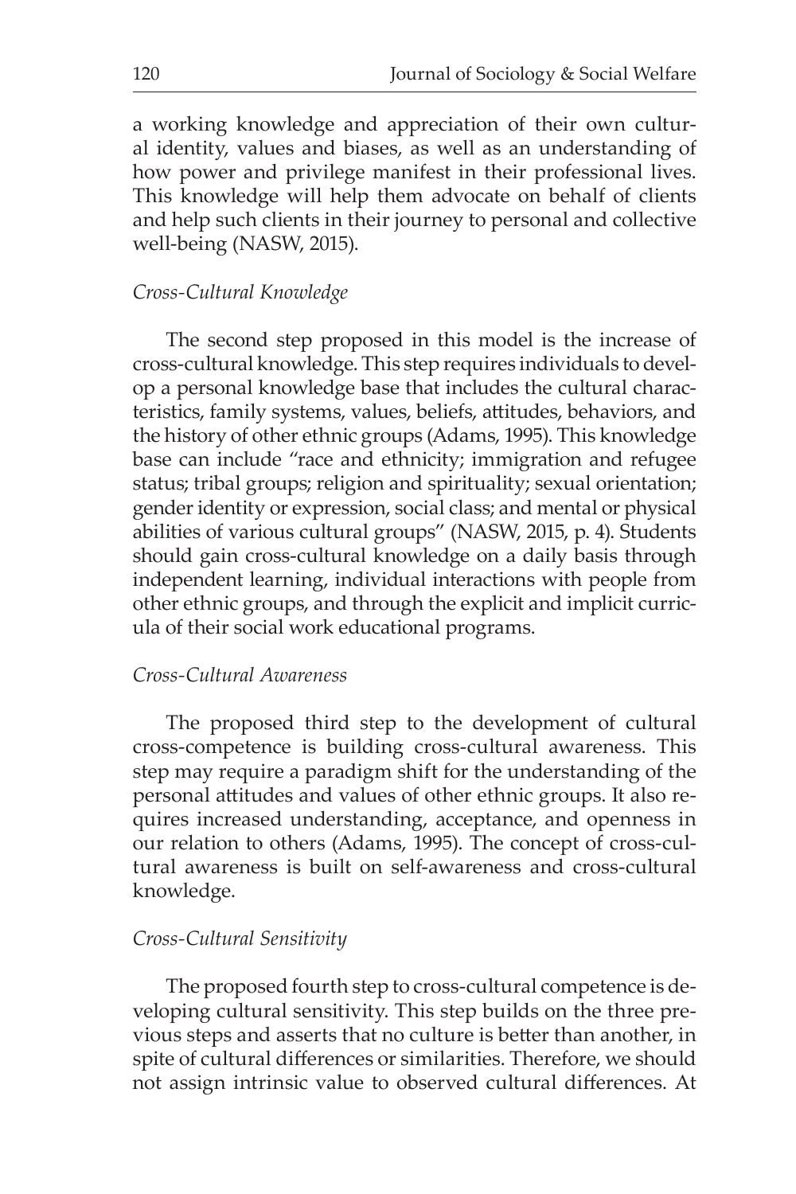a working knowledge and appreciation of their own cultural identity, values and biases, as well as an understanding of how power and privilege manifest in their professional lives. This knowledge will help them advocate on behalf of clients and help such clients in their journey to personal and collective well-being (NASW, 2015).

### *Cross-Cultural Knowledge*

The second step proposed in this model is the increase of cross-cultural knowledge. This step requires individuals to develop a personal knowledge base that includes the cultural characteristics, family systems, values, beliefs, attitudes, behaviors, and the history of other ethnic groups (Adams, 1995). This knowledge base can include "race and ethnicity; immigration and refugee status; tribal groups; religion and spirituality; sexual orientation; gender identity or expression, social class; and mental or physical abilities of various cultural groups" (NASW, 2015, p. 4). Students should gain cross-cultural knowledge on a daily basis through independent learning, individual interactions with people from other ethnic groups, and through the explicit and implicit curricula of their social work educational programs.

### *Cross-Cultural Awareness*

The proposed third step to the development of cultural cross-competence is building cross-cultural awareness. This step may require a paradigm shift for the understanding of the personal attitudes and values of other ethnic groups. It also requires increased understanding, acceptance, and openness in our relation to others (Adams, 1995). The concept of cross-cultural awareness is built on self-awareness and cross-cultural knowledge.

### *Cross-Cultural Sensitivity*

The proposed fourth step to cross-cultural competence is developing cultural sensitivity. This step builds on the three previous steps and asserts that no culture is better than another, in spite of cultural differences or similarities. Therefore, we should not assign intrinsic value to observed cultural differences. At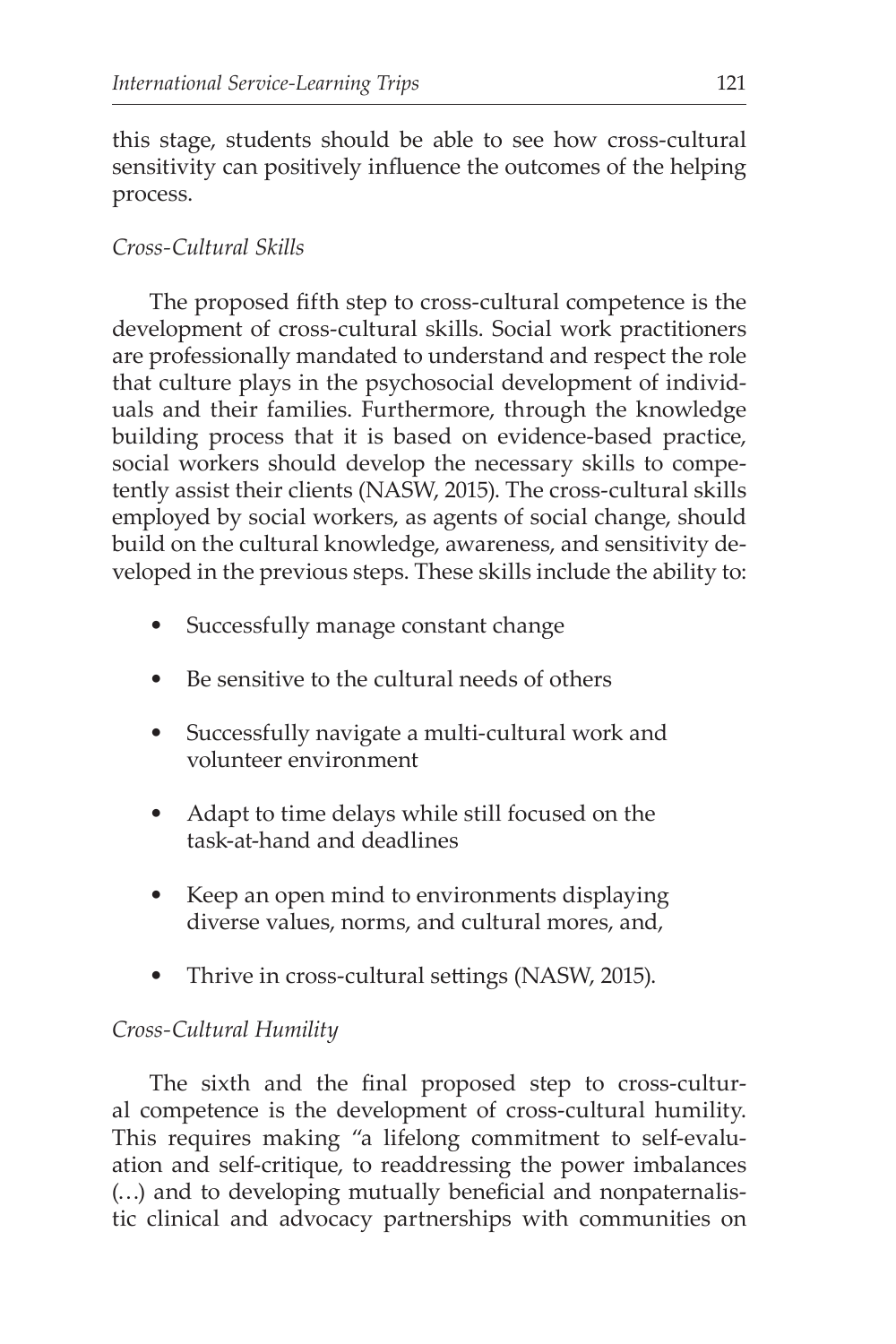this stage, students should be able to see how cross-cultural sensitivity can positively influence the outcomes of the helping process.

### *Cross-Cultural Skills*

The proposed fifth step to cross-cultural competence is the development of cross-cultural skills. Social work practitioners are professionally mandated to understand and respect the role that culture plays in the psychosocial development of individuals and their families. Furthermore, through the knowledge building process that it is based on evidence-based practice, social workers should develop the necessary skills to competently assist their clients (NASW, 2015). The cross-cultural skills employed by social workers, as agents of social change, should build on the cultural knowledge, awareness, and sensitivity developed in the previous steps. These skills include the ability to:

- Successfully manage constant change
- Be sensitive to the cultural needs of others
- Successfully navigate a multi-cultural work and volunteer environment
- Adapt to time delays while still focused on the task-at-hand and deadlines
- Keep an open mind to environments displaying diverse values, norms, and cultural mores, and,
- Thrive in cross-cultural settings (NASW, 2015).

### *Cross-Cultural Humility*

The sixth and the final proposed step to cross-cultural competence is the development of cross-cultural humility. This requires making "a lifelong commitment to self-evaluation and self-critique, to readdressing the power imbalances (…) and to developing mutually beneficial and nonpaternalistic clinical and advocacy partnerships with communities on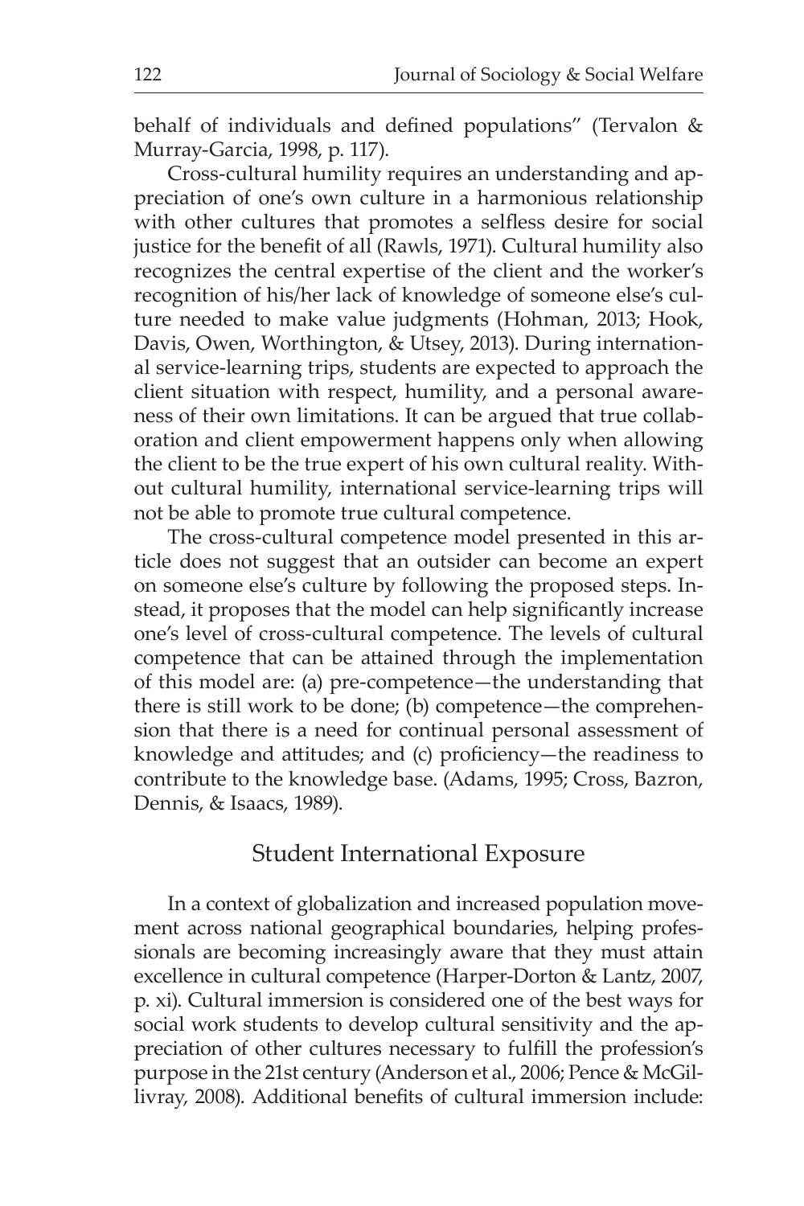behalf of individuals and defined populations" (Tervalon & Murray-Garcia, 1998, p. 117).

Cross-cultural humility requires an understanding and appreciation of one's own culture in a harmonious relationship with other cultures that promotes a selfless desire for social justice for the benefit of all (Rawls, 1971). Cultural humility also recognizes the central expertise of the client and the worker's recognition of his/her lack of knowledge of someone else's culture needed to make value judgments (Hohman, 2013; Hook, Davis, Owen, Worthington, & Utsey, 2013). During international service-learning trips, students are expected to approach the client situation with respect, humility, and a personal awareness of their own limitations. It can be argued that true collaboration and client empowerment happens only when allowing the client to be the true expert of his own cultural reality. Without cultural humility, international service-learning trips will not be able to promote true cultural competence.

The cross-cultural competence model presented in this article does not suggest that an outsider can become an expert on someone else's culture by following the proposed steps. Instead, it proposes that the model can help significantly increase one's level of cross-cultural competence. The levels of cultural competence that can be attained through the implementation of this model are: (a) pre-competence—the understanding that there is still work to be done; (b) competence—the comprehension that there is a need for continual personal assessment of knowledge and attitudes; and (c) proficiency—the readiness to contribute to the knowledge base. (Adams, 1995; Cross, Bazron, Dennis, & Isaacs, 1989).

## Student International Exposure

In a context of globalization and increased population movement across national geographical boundaries, helping professionals are becoming increasingly aware that they must attain excellence in cultural competence (Harper-Dorton & Lantz, 2007, p. xi). Cultural immersion is considered one of the best ways for social work students to develop cultural sensitivity and the appreciation of other cultures necessary to fulfill the profession's purpose in the 21st century (Anderson et al., 2006; Pence & McGillivray, 2008). Additional benefits of cultural immersion include: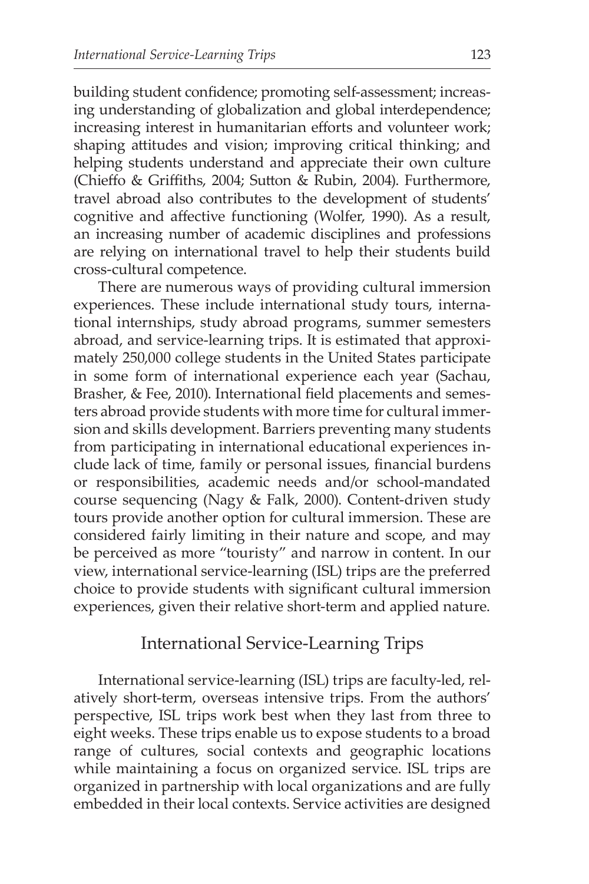building student confidence; promoting self-assessment; increasing understanding of globalization and global interdependence; increasing interest in humanitarian efforts and volunteer work; shaping attitudes and vision; improving critical thinking; and helping students understand and appreciate their own culture (Chieffo & Griffiths, 2004; Sutton & Rubin, 2004). Furthermore, travel abroad also contributes to the development of students' cognitive and affective functioning (Wolfer, 1990). As a result, an increasing number of academic disciplines and professions are relying on international travel to help their students build cross-cultural competence.

There are numerous ways of providing cultural immersion experiences. These include international study tours, international internships, study abroad programs, summer semesters abroad, and service-learning trips. It is estimated that approximately 250,000 college students in the United States participate in some form of international experience each year (Sachau, Brasher, & Fee, 2010). International field placements and semesters abroad provide students with more time for cultural immersion and skills development. Barriers preventing many students from participating in international educational experiences include lack of time, family or personal issues, financial burdens or responsibilities, academic needs and/or school-mandated course sequencing (Nagy & Falk, 2000). Content-driven study tours provide another option for cultural immersion. These are considered fairly limiting in their nature and scope, and may be perceived as more "touristy" and narrow in content. In our view, international service-learning (ISL) trips are the preferred choice to provide students with significant cultural immersion experiences, given their relative short-term and applied nature.

## International Service-Learning Trips

International service-learning (ISL) trips are faculty-led, relatively short-term, overseas intensive trips. From the authors' perspective, ISL trips work best when they last from three to eight weeks. These trips enable us to expose students to a broad range of cultures, social contexts and geographic locations while maintaining a focus on organized service. ISL trips are organized in partnership with local organizations and are fully embedded in their local contexts. Service activities are designed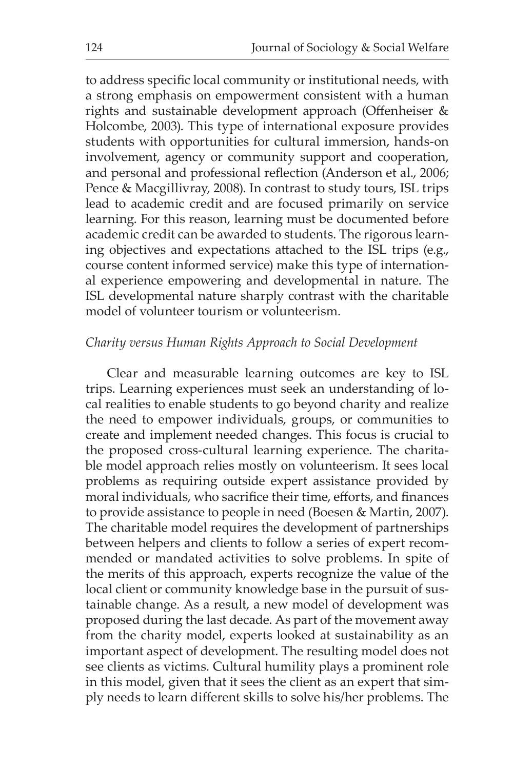to address specific local community or institutional needs, with a strong emphasis on empowerment consistent with a human rights and sustainable development approach (Offenheiser & Holcombe, 2003). This type of international exposure provides students with opportunities for cultural immersion, hands-on involvement, agency or community support and cooperation, and personal and professional reflection (Anderson et al., 2006; Pence & Macgillivray, 2008). In contrast to study tours, ISL trips lead to academic credit and are focused primarily on service learning. For this reason, learning must be documented before academic credit can be awarded to students. The rigorous learning objectives and expectations attached to the ISL trips (e.g., course content informed service) make this type of international experience empowering and developmental in nature. The ISL developmental nature sharply contrast with the charitable model of volunteer tourism or volunteerism.

### *Charity versus Human Rights Approach to Social Development*

Clear and measurable learning outcomes are key to ISL trips. Learning experiences must seek an understanding of local realities to enable students to go beyond charity and realize the need to empower individuals, groups, or communities to create and implement needed changes. This focus is crucial to the proposed cross-cultural learning experience. The charitable model approach relies mostly on volunteerism. It sees local problems as requiring outside expert assistance provided by moral individuals, who sacrifice their time, efforts, and finances to provide assistance to people in need (Boesen & Martin, 2007). The charitable model requires the development of partnerships between helpers and clients to follow a series of expert recommended or mandated activities to solve problems. In spite of the merits of this approach, experts recognize the value of the local client or community knowledge base in the pursuit of sustainable change. As a result, a new model of development was proposed during the last decade. As part of the movement away from the charity model, experts looked at sustainability as an important aspect of development. The resulting model does not see clients as victims. Cultural humility plays a prominent role in this model, given that it sees the client as an expert that simply needs to learn different skills to solve his/her problems. The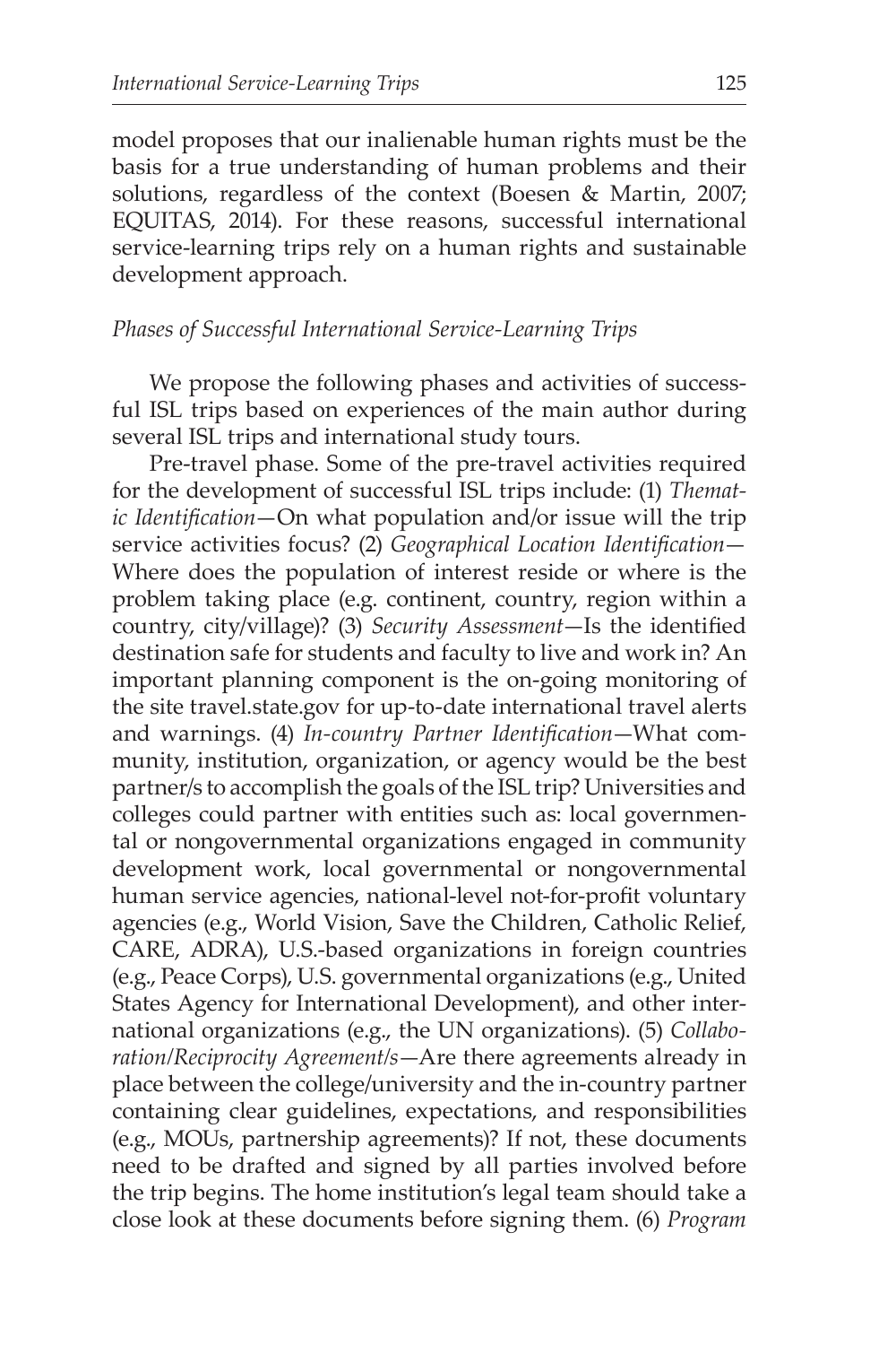model proposes that our inalienable human rights must be the basis for a true understanding of human problems and their solutions, regardless of the context (Boesen & Martin, 2007; EQUITAS, 2014). For these reasons, successful international service-learning trips rely on a human rights and sustainable development approach.

### *Phases of Successful International Service-Learning Trips*

We propose the following phases and activities of successful ISL trips based on experiences of the main author during several ISL trips and international study tours.

Pre-travel phase. Some of the pre-travel activities required for the development of successful ISL trips include: (1) *Thematic Identification*—On what population and/or issue will the trip service activities focus? (2) *Geographical Location Identification*—Where does the population of interest reside or where is the problem taking place (e.g. continent, country, region within a country, city/village)? (3) *Security Assessment*—Is the identified destination safe for students and faculty to live and work in? An important planning component is the on-going monitoring of the site travel.state.gov for up-to-date international travel alerts and warnings. (4) *In-country Partner Identification*—What community, institution, organization, or agency would be the best partner/s to accomplish the goals of the ISL trip? Universities and colleges could partner with entities such as: local governmental or nongovernmental organizations engaged in community development work, local governmental or nongovernmental human service agencies, national-level not-for-profit voluntary agencies (e.g., World Vision, Save the Children, Catholic Relief, CARE, ADRA), U.S.-based organizations in foreign countries (e.g., Peace Corps), U.S. governmental organizations (e.g., United States Agency for International Development), and other international organizations (e.g., the UN organizations). (5) *Collaboration/Reciprocity Agreement/s*—Are there agreements already in place between the college/university and the in-country partner containing clear guidelines, expectations, and responsibilities (e.g., MOUs, partnership agreements)? If not, these documents need to be drafted and signed by all parties involved before the trip begins. The home institution's legal team should take a close look at these documents before signing them. (6) *Program*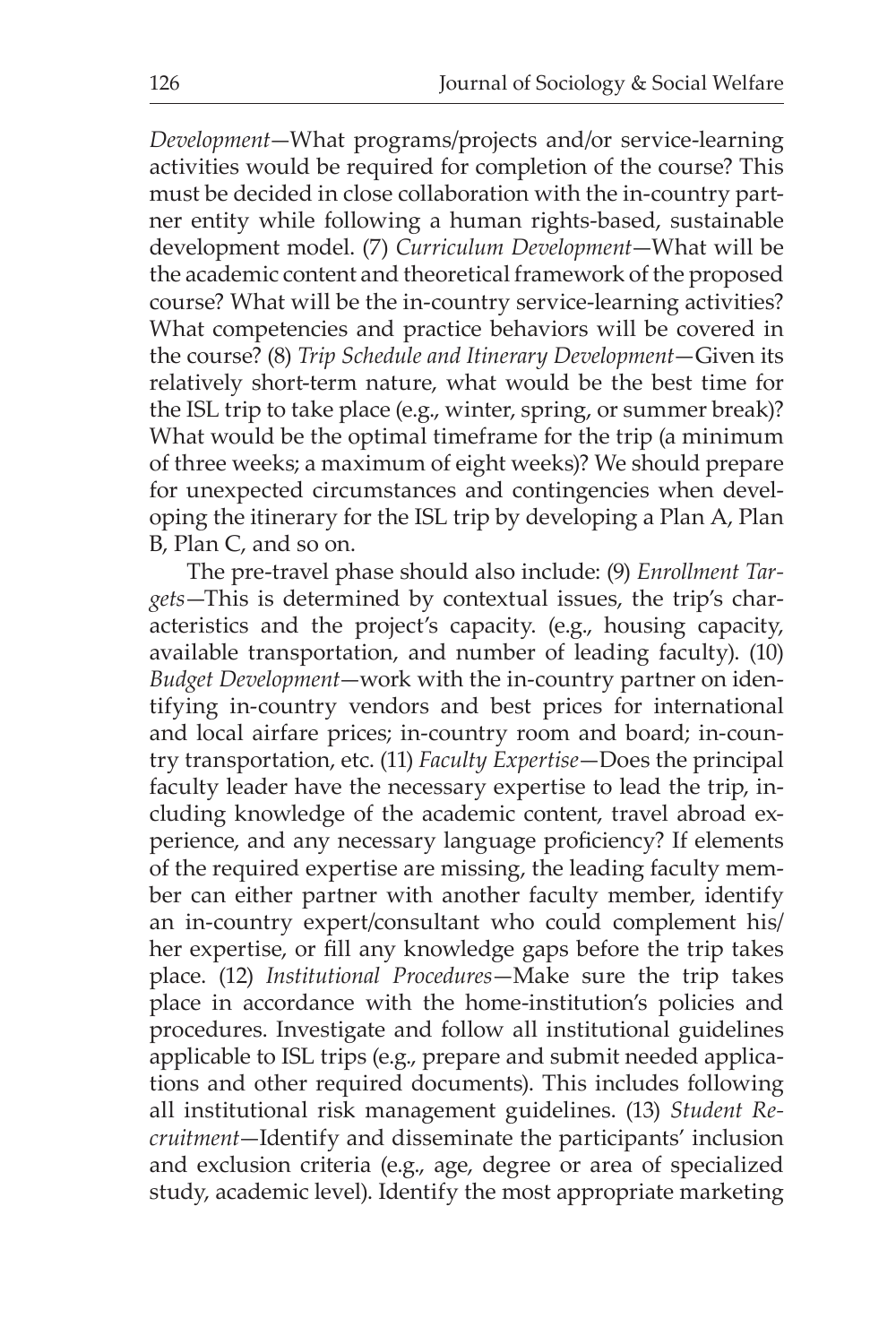*Development*—What programs/projects and/or service-learning activities would be required for completion of the course? This must be decided in close collaboration with the in-country partner entity while following a human rights-based, sustainable development model. (7) *Curriculum Development*—What will be the academic content and theoretical framework of the proposed course? What will be the in-country service-learning activities? What competencies and practice behaviors will be covered in the course? (8) *Trip Schedule and Itinerary Development*—Given its relatively short-term nature, what would be the best time for the ISL trip to take place (e.g., winter, spring, or summer break)? What would be the optimal timeframe for the trip (a minimum of three weeks; a maximum of eight weeks)? We should prepare for unexpected circumstances and contingencies when developing the itinerary for the ISL trip by developing a Plan A, Plan B, Plan C, and so on.

The pre-travel phase should also include: (9) *Enrollment Targets*—This is determined by contextual issues, the trip's characteristics and the project's capacity. (e.g., housing capacity, available transportation, and number of leading faculty). (10) *Budget Development*—work with the in-country partner on identifying in-country vendors and best prices for international and local airfare prices; in-country room and board; in-country transportation, etc. (11) *Faculty Expertise*—Does the principal faculty leader have the necessary expertise to lead the trip, including knowledge of the academic content, travel abroad experience, and any necessary language proficiency? If elements of the required expertise are missing, the leading faculty member can either partner with another faculty member, identify an in-country expert/consultant who could complement his/her expertise, or fill any knowledge gaps before the trip takes place. (12) *Institutional Procedures*—Make sure the trip takes place in accordance with the home-institution's policies and procedures. Investigate and follow all institutional guidelines applicable to ISL trips (e.g., prepare and submit needed applications and other required documents). This includes following all institutional risk management guidelines. (13) *Student Recruitment*—Identify and disseminate the participants' inclusion and exclusion criteria (e.g., age, degree or area of specialized study, academic level). Identify the most appropriate marketing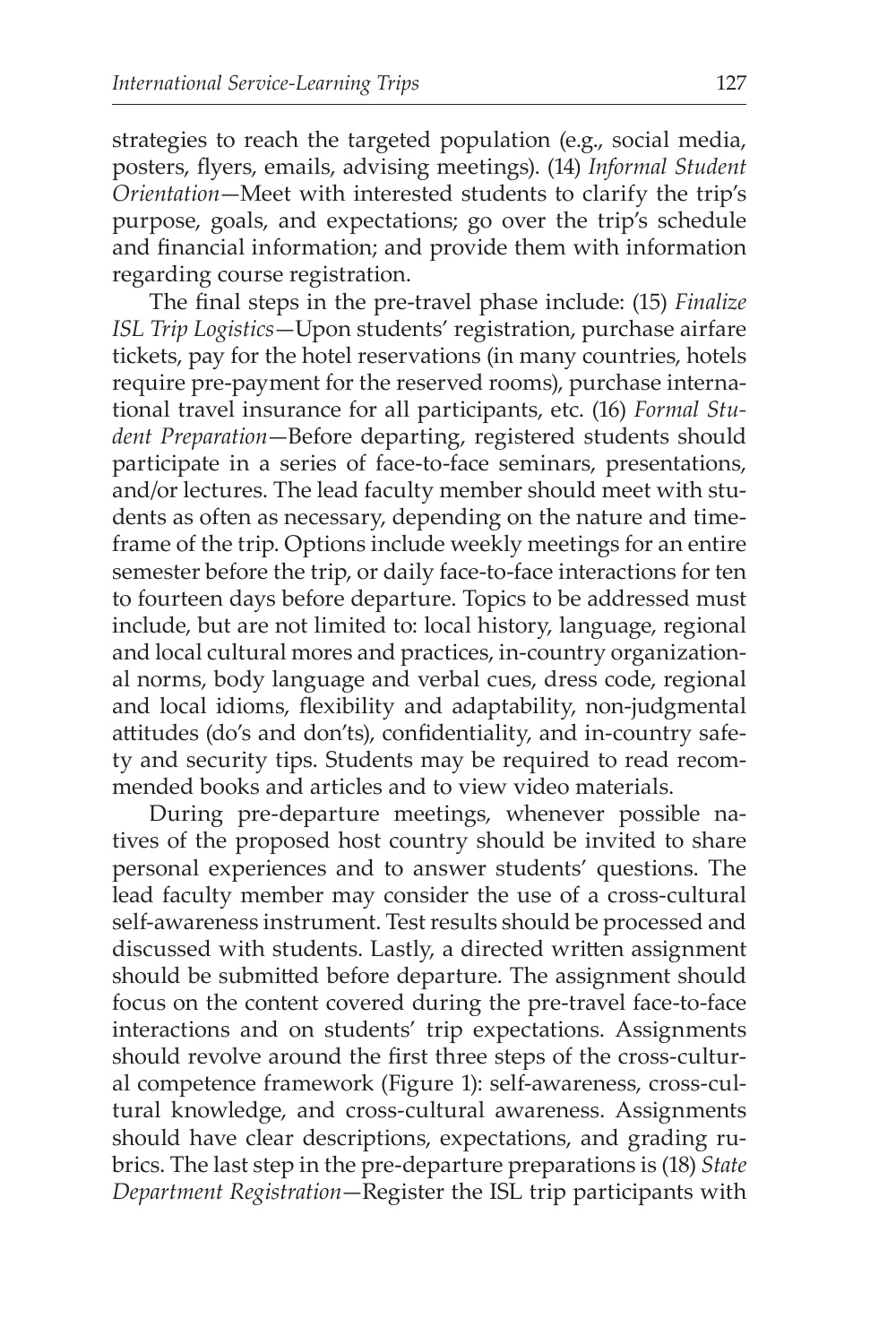strategies to reach the targeted population (e.g., social media, posters, flyers, emails, advising meetings). (14) *Informal Student Orientation*—Meet with interested students to clarify the trip's purpose, goals, and expectations; go over the trip's schedule and financial information; and provide them with information regarding course registration.

The final steps in the pre-travel phase include: (15) *Finalize ISL Trip Logistics*—Upon students' registration, purchase airfare tickets, pay for the hotel reservations (in many countries, hotels require pre-payment for the reserved rooms), purchase international travel insurance for all participants, etc. (16) *Formal Student Preparation*—Before departing, registered students should participate in a series of face-to-face seminars, presentations, and/or lectures. The lead faculty member should meet with students as often as necessary, depending on the nature and timeframe of the trip. Options include weekly meetings for an entire semester before the trip, or daily face-to-face interactions for ten to fourteen days before departure. Topics to be addressed must include, but are not limited to: local history, language, regional and local cultural mores and practices, in-country organizational norms, body language and verbal cues, dress code, regional and local idioms, flexibility and adaptability, non-judgmental attitudes (do's and don'ts), confidentiality, and in-country safety and security tips. Students may be required to read recommended books and articles and to view video materials.

During pre-departure meetings, whenever possible natives of the proposed host country should be invited to share personal experiences and to answer students' questions. The lead faculty member may consider the use of a cross-cultural self-awareness instrument. Test results should be processed and discussed with students. Lastly, a directed written assignment should be submitted before departure. The assignment should focus on the content covered during the pre-travel face-to-face interactions and on students' trip expectations. Assignments should revolve around the first three steps of the cross-cultural competence framework (Figure 1): self-awareness, cross-cultural knowledge, and cross-cultural awareness. Assignments should have clear descriptions, expectations, and grading rubrics. The last step in the pre-departure preparations is (18) *State Department Registration*—Register the ISL trip participants with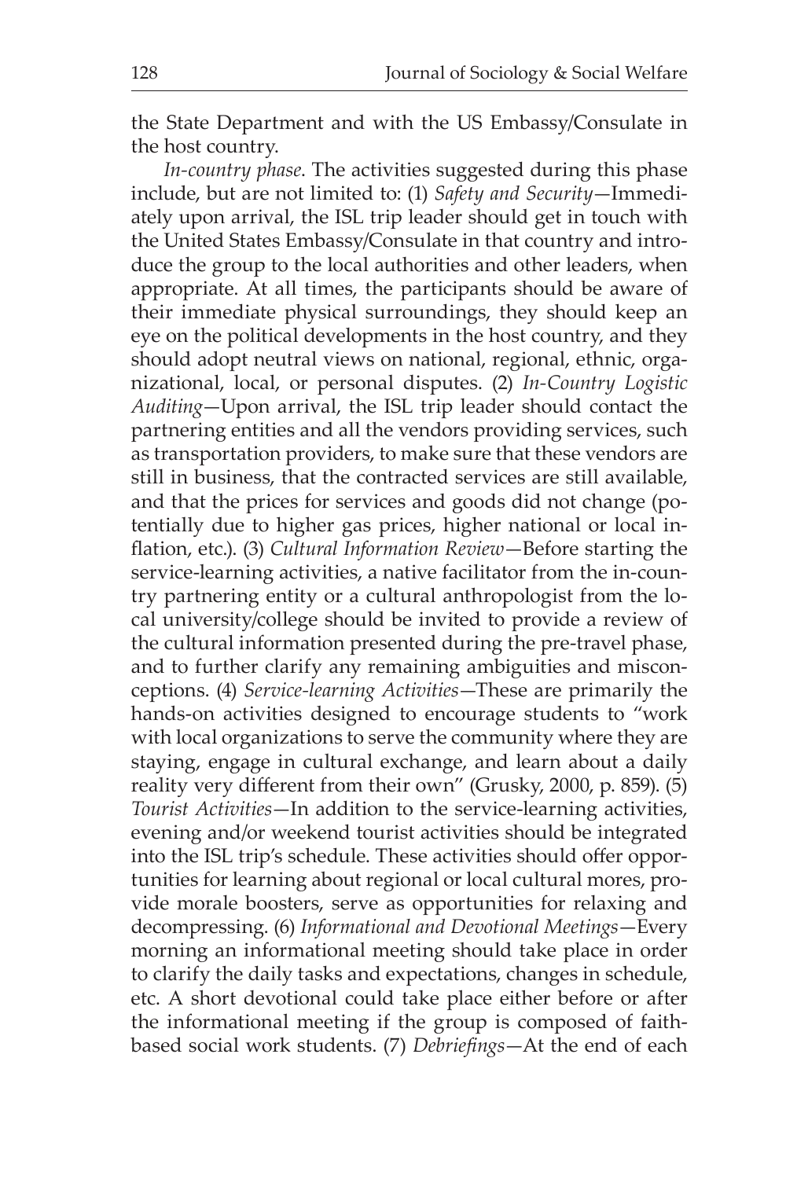the State Department and with the US Embassy/Consulate in the host country.

*In-country phase*. The activities suggested during this phase include, but are not limited to: (1) *Safety and Security*—Immediately upon arrival, the ISL trip leader should get in touch with the United States Embassy/Consulate in that country and introduce the group to the local authorities and other leaders, when appropriate. At all times, the participants should be aware of their immediate physical surroundings, they should keep an eye on the political developments in the host country, and they should adopt neutral views on national, regional, ethnic, organizational, local, or personal disputes. (2) *In-Country Logistic Auditing*—Upon arrival, the ISL trip leader should contact the partnering entities and all the vendors providing services, such as transportation providers, to make sure that these vendors are still in business, that the contracted services are still available, and that the prices for services and goods did not change (potentially due to higher gas prices, higher national or local inflation, etc.). (3) *Cultural Information Review*—Before starting the service-learning activities, a native facilitator from the in-country partnering entity or a cultural anthropologist from the local university/college should be invited to provide a review of the cultural information presented during the pre-travel phase, and to further clarify any remaining ambiguities and misconceptions. (4) *Service-learning Activities*—These are primarily the hands-on activities designed to encourage students to "work with local organizations to serve the community where they are staying, engage in cultural exchange, and learn about a daily reality very different from their own" (Grusky, 2000, p. 859). (5) *Tourist Activities*—In addition to the service-learning activities, evening and/or weekend tourist activities should be integrated into the ISL trip's schedule. These activities should offer opportunities for learning about regional or local cultural mores, provide morale boosters, serve as opportunities for relaxing and decompressing. (6) *Informational and Devotional Meetings*—Every morning an informational meeting should take place in order to clarify the daily tasks and expectations, changes in schedule, etc. A short devotional could take place either before or after the informational meeting if the group is composed of faith-based social work students. (7) *Debriefings*—At the end of each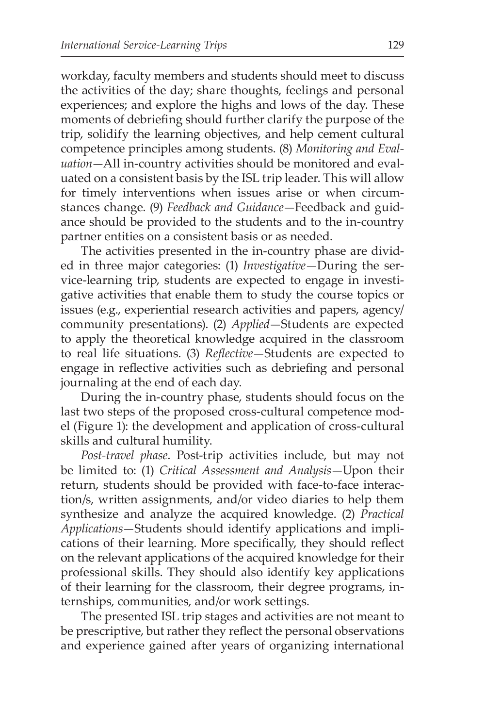workday, faculty members and students should meet to discuss the activities of the day; share thoughts, feelings and personal experiences; and explore the highs and lows of the day. These moments of debriefing should further clarify the purpose of the trip, solidify the learning objectives, and help cement cultural competence principles among students. (8) *Monitoring and Evaluation*—All in-country activities should be monitored and evaluated on a consistent basis by the ISL trip leader. This will allow for timely interventions when issues arise or when circumstances change. (9) *Feedback and Guidance*—Feedback and guidance should be provided to the students and to the in-country partner entities on a consistent basis or as needed.

The activities presented in the in-country phase are divided in three major categories: (1) *Investigative*—During the service-learning trip, students are expected to engage in investigative activities that enable them to study the course topics or issues (e.g., experiential research activities and papers, agency/community presentations). (2) *Applied*—Students are expected to apply the theoretical knowledge acquired in the classroom to real life situations. (3) *Reflective*—Students are expected to engage in reflective activities such as debriefing and personal journaling at the end of each day.

During the in-country phase, students should focus on the last two steps of the proposed cross-cultural competence model (Figure 1): the development and application of cross-cultural skills and cultural humility.

*Post-travel phase*. Post-trip activities include, but may not be limited to: (1) *Critical Assessment and Analysis*—Upon their return, students should be provided with face-to-face interaction/s, written assignments, and/or video diaries to help them synthesize and analyze the acquired knowledge. (2) *Practical Applications*—Students should identify applications and implications of their learning. More specifically, they should reflect on the relevant applications of the acquired knowledge for their professional skills. They should also identify key applications of their learning for the classroom, their degree programs, internships, communities, and/or work settings.

The presented ISL trip stages and activities are not meant to be prescriptive, but rather they reflect the personal observations and experience gained after years of organizing international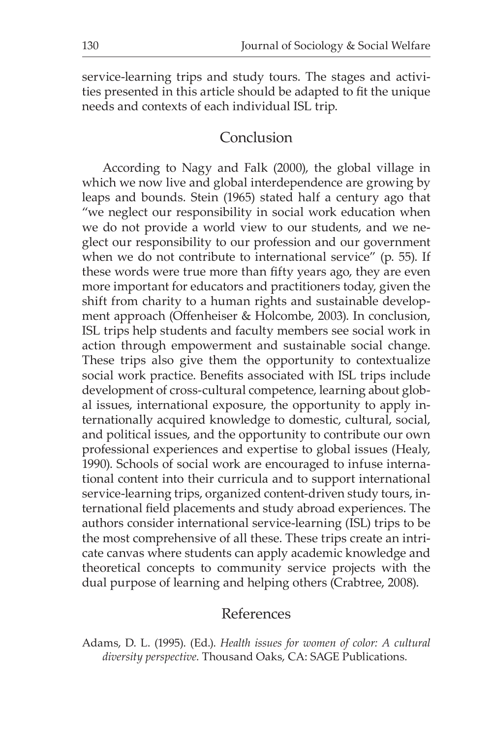service-learning trips and study tours. The stages and activities presented in this article should be adapted to fit the unique needs and contexts of each individual ISL trip.

## Conclusion

According to Nagy and Falk (2000), the global village in which we now live and global interdependence are growing by leaps and bounds. Stein (1965) stated half a century ago that "we neglect our responsibility in social work education when we do not provide a world view to our students, and we neglect our responsibility to our profession and our government when we do not contribute to international service" (p. 55). If these words were true more than fifty years ago, they are even more important for educators and practitioners today, given the shift from charity to a human rights and sustainable development approach (Offenheiser & Holcombe, 2003). In conclusion, ISL trips help students and faculty members see social work in action through empowerment and sustainable social change. These trips also give them the opportunity to contextualize social work practice. Benefits associated with ISL trips include development of cross-cultural competence, learning about global issues, international exposure, the opportunity to apply internationally acquired knowledge to domestic, cultural, social, and political issues, and the opportunity to contribute our own professional experiences and expertise to global issues (Healy, 1990). Schools of social work are encouraged to infuse international content into their curricula and to support international service-learning trips, organized content-driven study tours, international field placements and study abroad experiences. The authors consider international service-learning (ISL) trips to be the most comprehensive of all these. These trips create an intricate canvas where students can apply academic knowledge and theoretical concepts to community service projects with the dual purpose of learning and helping others (Crabtree, 2008).

## References

Adams, D. L. (1995). (Ed.). *Health issues for women of color: A cultural diversity perspective*. Thousand Oaks, CA: SAGE Publications.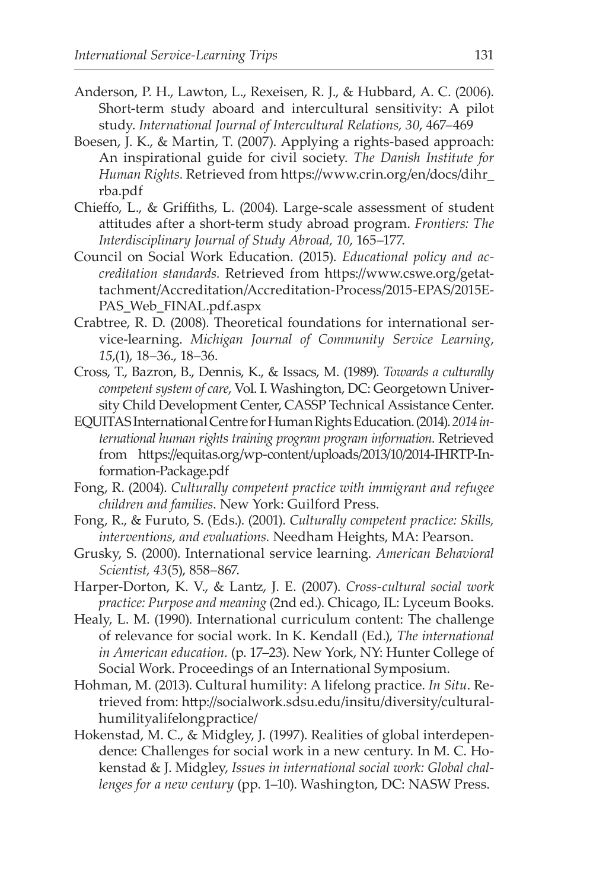Anderson, P. H., Lawton, L., Rexeisen, R. J., & Hubbard, A. C. (2006). Short-term study aboard and intercultural sensitivity: A pilot study. *International Journal of Intercultural Relations, 30*, 467–469

Boesen, J. K., & Martin, T. (2007). Applying a rights-based approach: An inspirational guide for civil society. *The Danish Institute for Human Rights.* Retrieved from https://www.crin.org/en/docs/dihr_rba.pdf

Chieffo, L., & Griffiths, L. (2004). Large-scale assessment of student attitudes after a short-term study abroad program. *Frontiers: The Interdisciplinary Journal of Study Abroad, 10*, 165–177.

Council on Social Work Education. (2015). *Educational policy and accreditation standards.* Retrieved from https://www.cswe.org/getattachment/Accreditation/Accreditation-Process/2015-EPAS/2015EPAS_Web_FINAL.pdf.aspx

Crabtree, R. D. (2008). Theoretical foundations for international service-learning. *Michigan Journal of Community Service Learning*, *15*,(1), 18–36., 18–36.

Cross, T., Bazron, B., Dennis, K., & Issacs, M. (1989). *Towards a culturally competent system of care*, Vol. I. Washington, DC: Georgetown University Child Development Center, CASSP Technical Assistance Center.

EQUITAS International Centre for Human Rights Education. (2014). *2014 international human rights training program program information.* Retrieved from https://equitas.org/wp-content/uploads/2013/10/2014-IHRTP-Information-Package.pdf

Fong, R. (2004). *Culturally competent practice with immigrant and refugee children and families*. New York: Guilford Press.

Fong, R., & Furuto, S. (Eds.). (2001). *Culturally competent practice: Skills, interventions, and evaluations.* Needham Heights, MA: Pearson.

Grusky, S. (2000). International service learning. *American Behavioral Scientist, 43*(5), 858–867.

Harper-Dorton, K. V., & Lantz, J. E. (2007). *Cross-cultural social work practice: Purpose and meaning* (2nd ed.). Chicago, IL: Lyceum Books.

Healy, L. M. (1990). International curriculum content: The challenge of relevance for social work. In K. Kendall (Ed.), *The international in American education.* (p. 17–23). New York, NY: Hunter College of Social Work. Proceedings of an International Symposium.

Hohman, M. (2013). Cultural humility: A lifelong practice. *In Situ*. Retrieved from: http://socialwork.sdsu.edu/insitu/diversity/culturalhumilityalifelongpractice/

Hokenstad, M. C., & Midgley, J. (1997). Realities of global interdependence: Challenges for social work in a new century. In M. C. Hokenstad & J. Midgley, *Issues in international social work: Global challenges for a new century* (pp. 1–10). Washington, DC: NASW Press.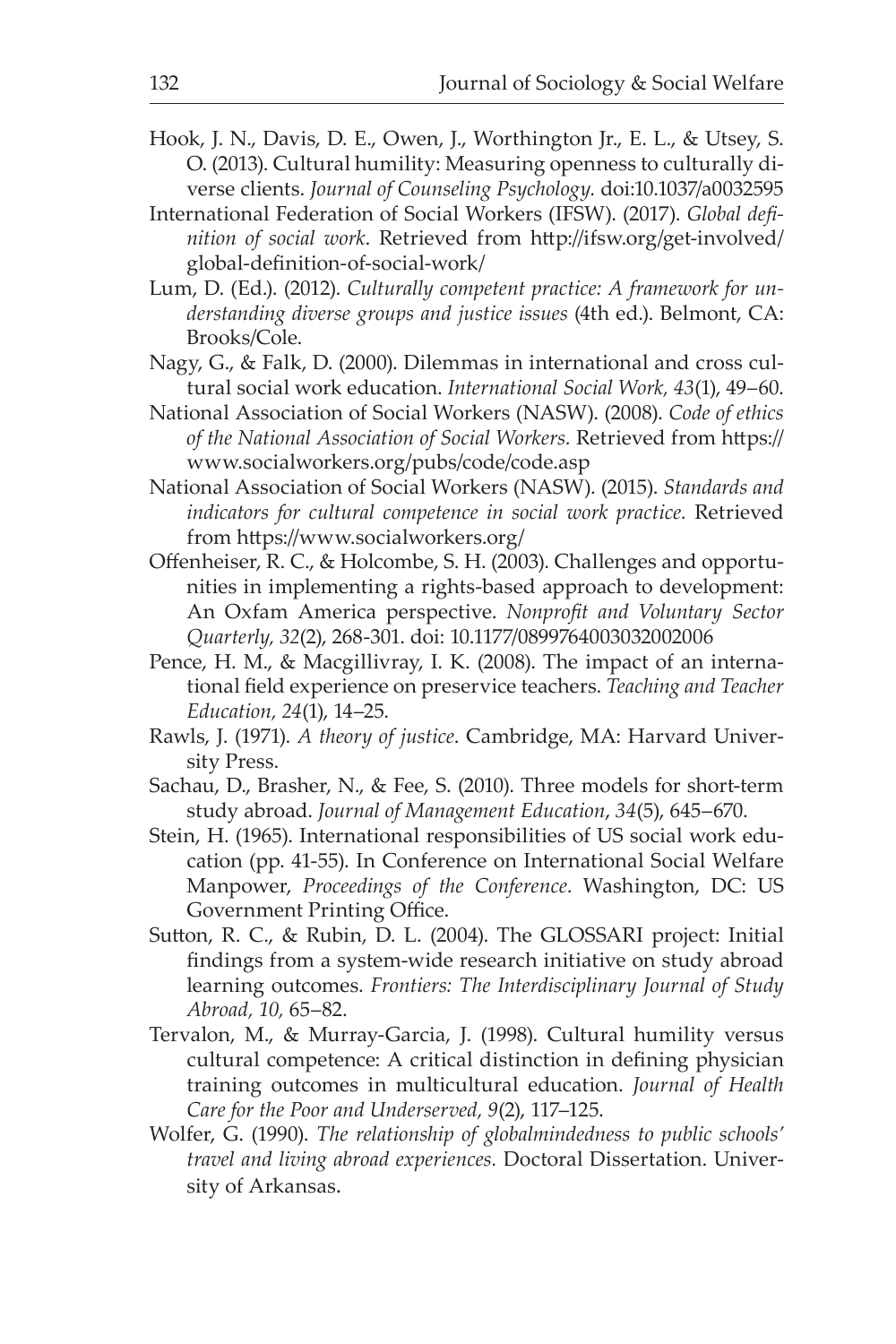Hook, J. N., Davis, D. E., Owen, J., Worthington Jr., E. L., & Utsey, S. O. (2013). Cultural humility: Measuring openness to culturally diverse clients. *Journal of Counseling Psychology.* doi:10.1037/a0032595

International Federation of Social Workers (IFSW). (2017). *Global definition of social work*. Retrieved from http://ifsw.org/get-involved/global-definition-of-social-work/

Lum, D. (Ed.). (2012). *Culturally competent practice: A framework for understanding diverse groups and justice issues* (4th ed.). Belmont, CA: Brooks/Cole.

Nagy, G., & Falk, D. (2000). Dilemmas in international and cross cultural social work education. *International Social Work, 43*(1), 49–60.

National Association of Social Workers (NASW). (2008). *Code of ethics of the National Association of Social Workers.* Retrieved from https://www.socialworkers.org/pubs/code/code.asp

National Association of Social Workers (NASW). (2015). *Standards and indicators for cultural competence in social work practice.* Retrieved from https://www.socialworkers.org/

Offenheiser, R. C., & Holcombe, S. H. (2003). Challenges and opportunities in implementing a rights-based approach to development: An Oxfam America perspective. *Nonprofit and Voluntary Sector Quarterly, 32*(2), 268-301. doi: 10.1177/0899764003032002006

Pence, H. M., & Macgillivray, I. K. (2008). The impact of an international field experience on preservice teachers. *Teaching and Teacher Education, 24*(1), 14–25.

Rawls, J. (1971). *A theory of justice*. Cambridge, MA: Harvard University Press.

Sachau, D., Brasher, N., & Fee, S. (2010). Three models for short-term study abroad. *Journal of Management Education*, *34*(5), 645–670.

Stein, H. (1965). International responsibilities of US social work education (pp. 41-55). In Conference on International Social Welfare Manpower, *Proceedings of the Conference*. Washington, DC: US Government Printing Office.

Sutton, R. C., & Rubin, D. L. (2004). The GLOSSARI project: Initial findings from a system-wide research initiative on study abroad learning outcomes. *Frontiers: The Interdisciplinary Journal of Study Abroad, 10,* 65–82.

Tervalon, M., & Murray-Garcia, J. (1998). Cultural humility versus cultural competence: A critical distinction in defining physician training outcomes in multicultural education. *Journal of Health Care for the Poor and Underserved, 9*(2), 117–125.

Wolfer, G. (1990). *The relationship of globalmindedness to public schools' travel and living abroad experiences.* Doctoral Dissertation. University of Arkansas.